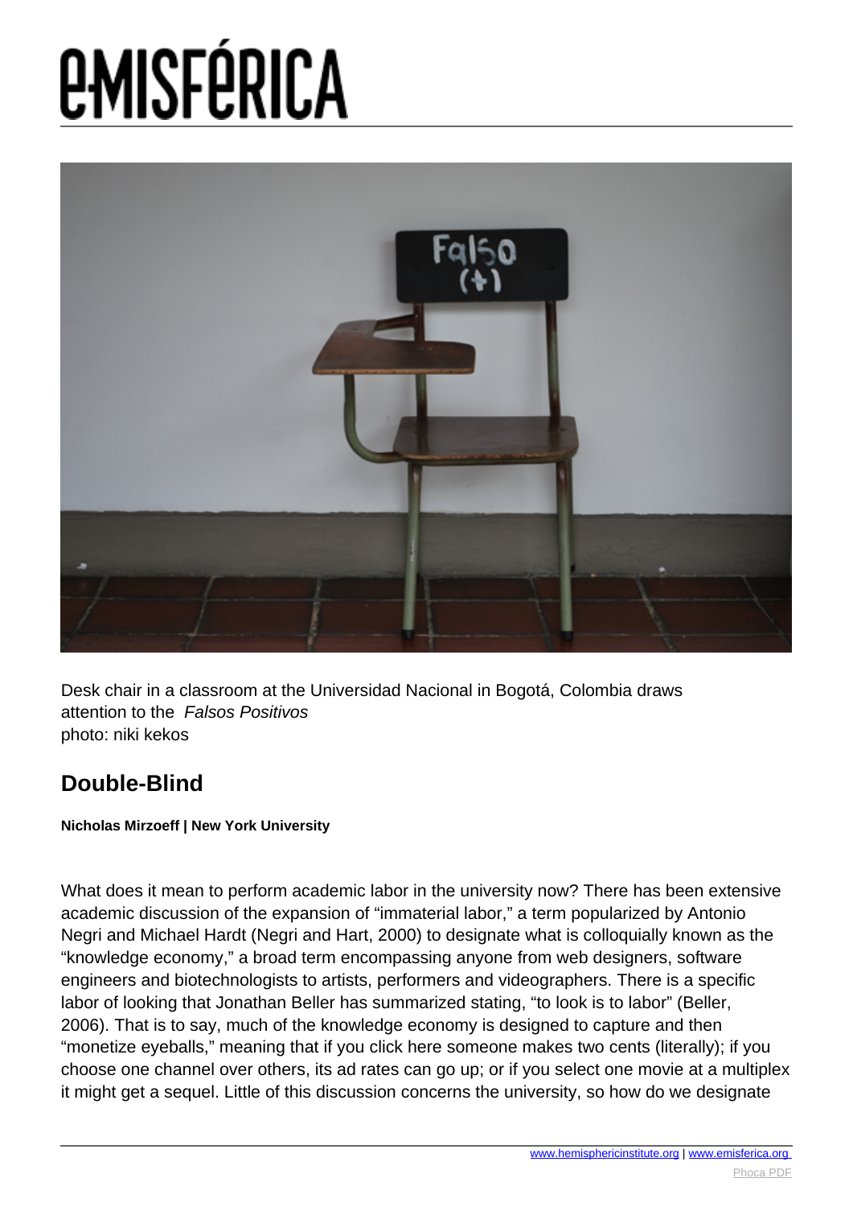Desk chair in a classroom at the Universidad Nacional in Bogotá, Colombia draws attention to the *Falsos Positivos*
photo: niki kekos

## Double-Blind

**Nicholas Mirzoeff | New York University**

What does it mean to perform academic labor in the university now? There has been extensive academic discussion of the expansion of "immaterial labor," a term popularized by Antonio Negri and Michael Hardt (Negri and Hart, 2000) to designate what is colloquially known as the "knowledge economy," a broad term encompassing anyone from web designers, software engineers and biotechnologists to artists, performers and videographers. There is a specific labor of looking that Jonathan Beller has summarized stating, "to look is to labor" (Beller, 2006). That is to say, much of the knowledge economy is designed to capture and then "monetize eyeballs," meaning that if you click here someone makes two cents (literally); if you choose one channel over others, its ad rates can go up; or if you select one movie at a multiplex it might get a sequel. Little of this discussion concerns the university, so how do we designate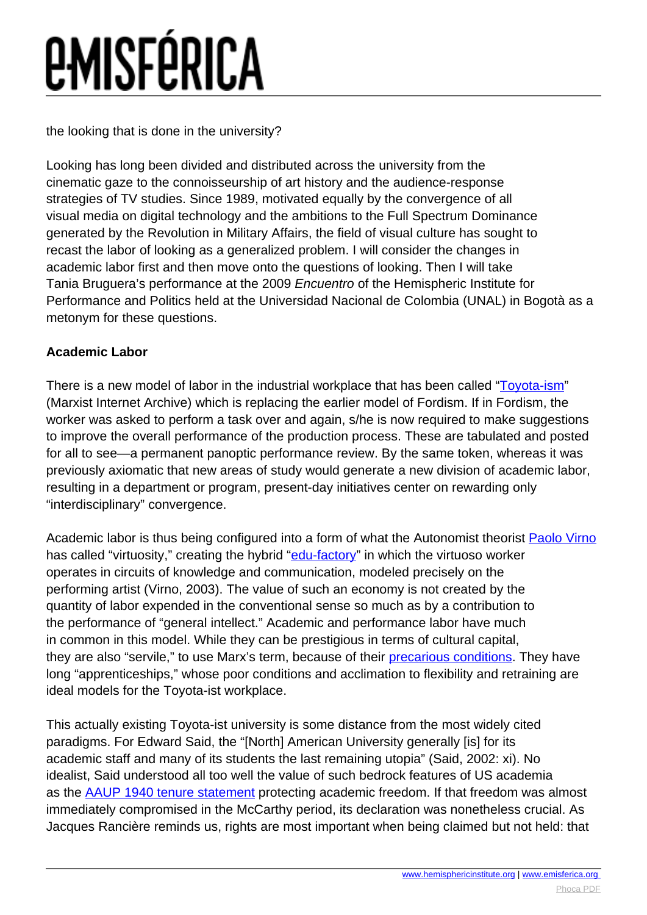the looking that is done in the university?

Looking has long been divided and distributed across the university from the cinematic gaze to the connoisseurship of art history and the audience-response strategies of TV studies. Since 1989, motivated equally by the convergence of all visual media on digital technology and the ambitions to the Full Spectrum Dominance generated by the Revolution in Military Affairs, the field of visual culture has sought to recast the labor of looking as a generalized problem. I will consider the changes in academic labor first and then move onto the questions of looking. Then I will take Tania Bruguera's performance at the 2009 *Encuentro* of the Hemispheric Institute for Performance and Politics held at the Universidad Nacional de Colombia (UNAL) in Bogotà as a metonym for these questions.

**Academic Labor**

There is a new model of labor in the industrial workplace that has been called "Toyota-ism" (Marxist Internet Archive) which is replacing the earlier model of Fordism. If in Fordism, the worker was asked to perform a task over and again, s/he is now required to make suggestions to improve the overall performance of the production process. These are tabulated and posted for all to see—a permanent panoptic performance review. By the same token, whereas it was previously axiomatic that new areas of study would generate a new division of academic labor, resulting in a department or program, present-day initiatives center on rewarding only "interdisciplinary" convergence.

Academic labor is thus being configured into a form of what the Autonomist theorist Paolo Virno has called "virtuosity," creating the hybrid "edu-factory" in which the virtuoso worker operates in circuits of knowledge and communication, modeled precisely on the performing artist (Virno, 2003). The value of such an economy is not created by the quantity of labor expended in the conventional sense so much as by a contribution to the performance of "general intellect." Academic and performance labor have much in common in this model. While they can be prestigious in terms of cultural capital, they are also "servile," to use Marx's term, because of their precarious conditions. They have long "apprenticeships," whose poor conditions and acclimation to flexibility and retraining are ideal models for the Toyota-ist workplace.

This actually existing Toyota-ist university is some distance from the most widely cited paradigms. For Edward Said, the "[North] American University generally [is] for its academic staff and many of its students the last remaining utopia" (Said, 2002: xi). No idealist, Said understood all too well the value of such bedrock features of US academia as the AAUP 1940 tenure statement protecting academic freedom. If that freedom was almost immediately compromised in the McCarthy period, its declaration was nonetheless crucial. As Jacques Rancière reminds us, rights are most important when being claimed but not held: that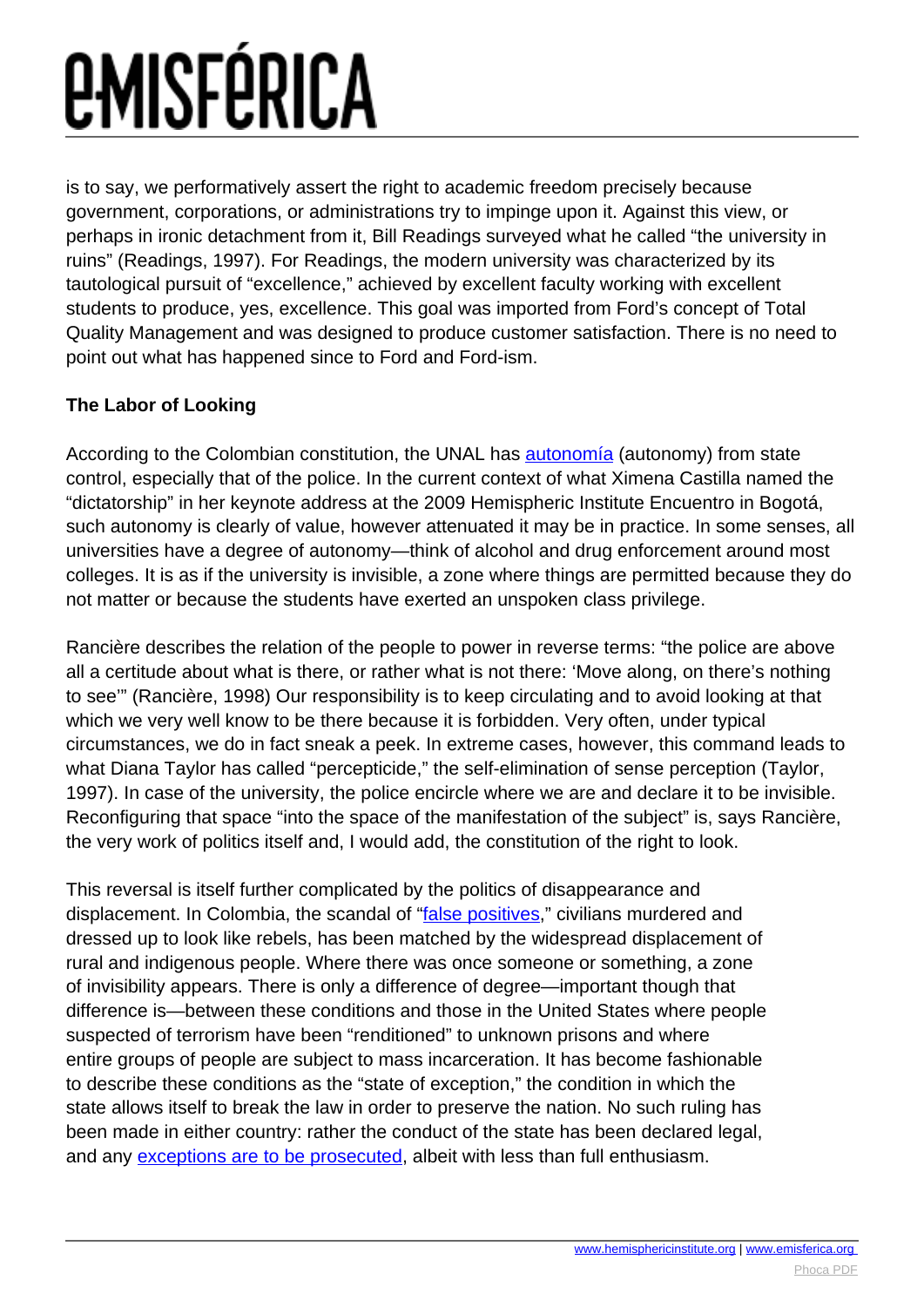is to say, we performatively assert the right to academic freedom precisely because government, corporations, or administrations try to impinge upon it. Against this view, or perhaps in ironic detachment from it, Bill Readings surveyed what he called "the university in ruins" (Readings, 1997). For Readings, the modern university was characterized by its tautological pursuit of "excellence," achieved by excellent faculty working with excellent students to produce, yes, excellence. This goal was imported from Ford's concept of Total Quality Management and was designed to produce customer satisfaction. There is no need to point out what has happened since to Ford and Ford-ism.

**The Labor of Looking**

According to the Colombian constitution, the UNAL has autonomía (autonomy) from state control, especially that of the police. In the current context of what Ximena Castilla named the "dictatorship" in her keynote address at the 2009 Hemispheric Institute Encuentro in Bogotá, such autonomy is clearly of value, however attenuated it may be in practice. In some senses, all universities have a degree of autonomy—think of alcohol and drug enforcement around most colleges. It is as if the university is invisible, a zone where things are permitted because they do not matter or because the students have exerted an unspoken class privilege.

Rancière describes the relation of the people to power in reverse terms: "the police are above all a certitude about what is there, or rather what is not there: 'Move along, on there's nothing to see'" (Rancière, 1998) Our responsibility is to keep circulating and to avoid looking at that which we very well know to be there because it is forbidden. Very often, under typical circumstances, we do in fact sneak a peek. In extreme cases, however, this command leads to what Diana Taylor has called "percepticide," the self-elimination of sense perception (Taylor, 1997). In case of the university, the police encircle where we are and declare it to be invisible. Reconfiguring that space "into the space of the manifestation of the subject" is, says Rancière, the very work of politics itself and, I would add, the constitution of the right to look.

This reversal is itself further complicated by the politics of disappearance and displacement. In Colombia, the scandal of "false positives," civilians murdered and dressed up to look like rebels, has been matched by the widespread displacement of rural and indigenous people. Where there was once someone or something, a zone of invisibility appears. There is only a difference of degree—important though that difference is—between these conditions and those in the United States where people suspected of terrorism have been "renditioned" to unknown prisons and where entire groups of people are subject to mass incarceration. It has become fashionable to describe these conditions as the "state of exception," the condition in which the state allows itself to break the law in order to preserve the nation. No such ruling has been made in either country: rather the conduct of the state has been declared legal, and any exceptions are to be prosecuted, albeit with less than full enthusiasm.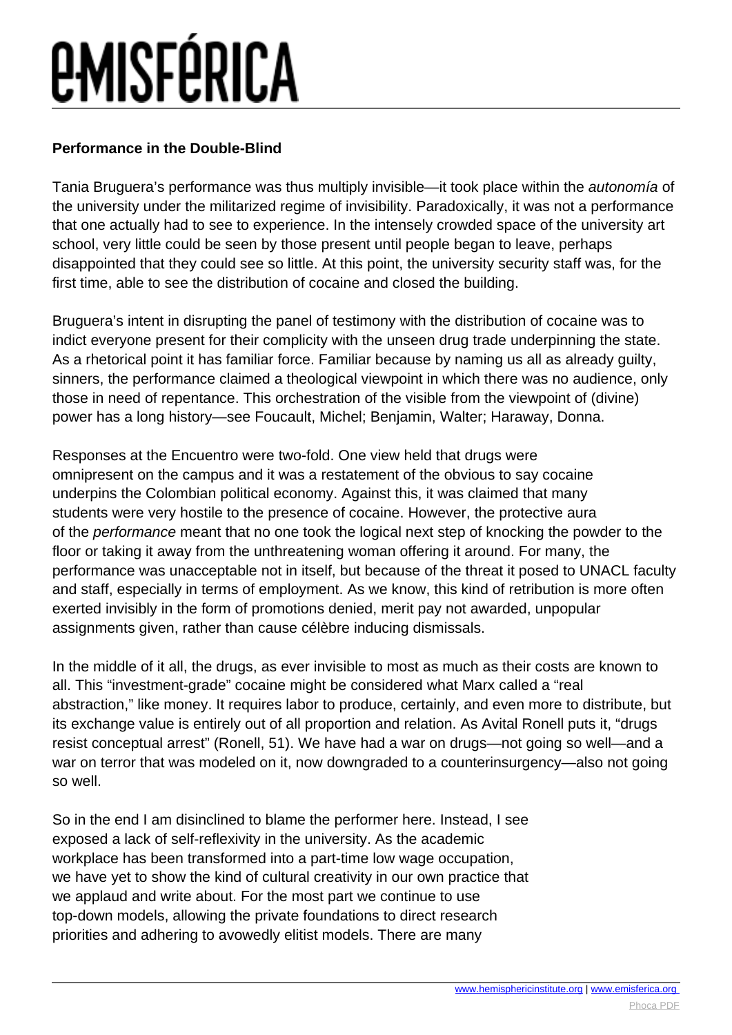**Performance in the Double-Blind**

Tania Bruguera's performance was thus multiply invisible—it took place within the *autonomía* of the university under the militarized regime of invisibility. Paradoxically, it was not a performance that one actually had to see to experience. In the intensely crowded space of the university art school, very little could be seen by those present until people began to leave, perhaps disappointed that they could see so little. At this point, the university security staff was, for the first time, able to see the distribution of cocaine and closed the building.

Bruguera's intent in disrupting the panel of testimony with the distribution of cocaine was to indict everyone present for their complicity with the unseen drug trade underpinning the state. As a rhetorical point it has familiar force. Familiar because by naming us all as already guilty, sinners, the performance claimed a theological viewpoint in which there was no audience, only those in need of repentance. This orchestration of the visible from the viewpoint of (divine) power has a long history—see Foucault, Michel; Benjamin, Walter; Haraway, Donna.

Responses at the Encuentro were two-fold. One view held that drugs were omnipresent on the campus and it was a restatement of the obvious to say cocaine underpins the Colombian political economy. Against this, it was claimed that many students were very hostile to the presence of cocaine. However, the protective aura of the *performance* meant that no one took the logical next step of knocking the powder to the floor or taking it away from the unthreatening woman offering it around. For many, the performance was unacceptable not in itself, but because of the threat it posed to UNACL faculty and staff, especially in terms of employment. As we know, this kind of retribution is more often exerted invisibly in the form of promotions denied, merit pay not awarded, unpopular assignments given, rather than cause célèbre inducing dismissals.

In the middle of it all, the drugs, as ever invisible to most as much as their costs are known to all. This "investment-grade" cocaine might be considered what Marx called a "real abstraction," like money. It requires labor to produce, certainly, and even more to distribute, but its exchange value is entirely out of all proportion and relation. As Avital Ronell puts it, "drugs resist conceptual arrest" (Ronell, 51). We have had a war on drugs—not going so well—and a war on terror that was modeled on it, now downgraded to a counterinsurgency—also not going so well.

So in the end I am disinclined to blame the performer here. Instead, I see exposed a lack of self-reflexivity in the university. As the academic workplace has been transformed into a part-time low wage occupation, we have yet to show the kind of cultural creativity in our own practice that we applaud and write about. For the most part we continue to use top-down models, allowing the private foundations to direct research priorities and adhering to avowedly elitist models. There are many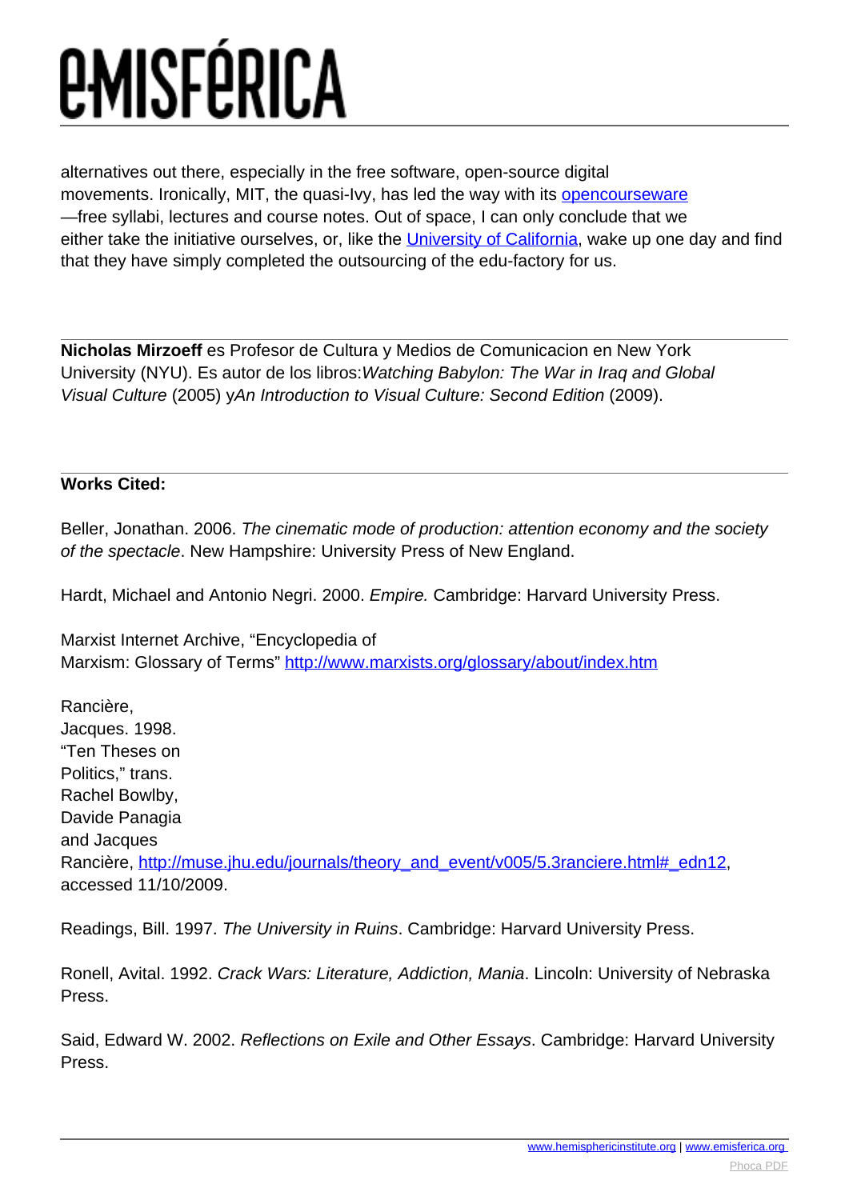alternatives out there, especially in the free software, open-source digital movements. Ironically, MIT, the quasi-Ivy, has led the way with its [opencourseware]—free syllabi, lectures and course notes. Out of space, I can only conclude that we either take the initiative ourselves, or, like the [University of California], wake up one day and find that they have simply completed the outsourcing of the edu-factory for us.

---

**Nicholas Mirzoeff** es Profesor de Cultura y Medios de Comunicacion en New York University (NYU). Es autor de los libros:*Watching Babylon: The War in Iraq and Global Visual Culture* (2005) y*An Introduction to Visual Culture: Second Edition* (2009).

---

**Works Cited:**

Beller, Jonathan. 2006. *The cinematic mode of production: attention economy and the society of the spectacle*. New Hampshire: University Press of New England.

Hardt, Michael and Antonio Negri. 2000. *Empire.* Cambridge: Harvard University Press.

Marxist Internet Archive, "Encyclopedia of Marxism: Glossary of Terms" http://www.marxists.org/glossary/about/index.htm

Rancière, Jacques. 1998. "Ten Theses on Politics," trans. Rachel Bowlby, Davide Panagia and Jacques Rancière, http://muse.jhu.edu/journals/theory_and_event/v005/5.3ranciere.html#_edn12, accessed 11/10/2009.

Readings, Bill. 1997. *The University in Ruins*. Cambridge: Harvard University Press.

Ronell, Avital. 1992. *Crack Wars: Literature, Addiction, Mania*. Lincoln: University of Nebraska Press.

Said, Edward W. 2002. *Reflections on Exile and Other Essays*. Cambridge: Harvard University Press.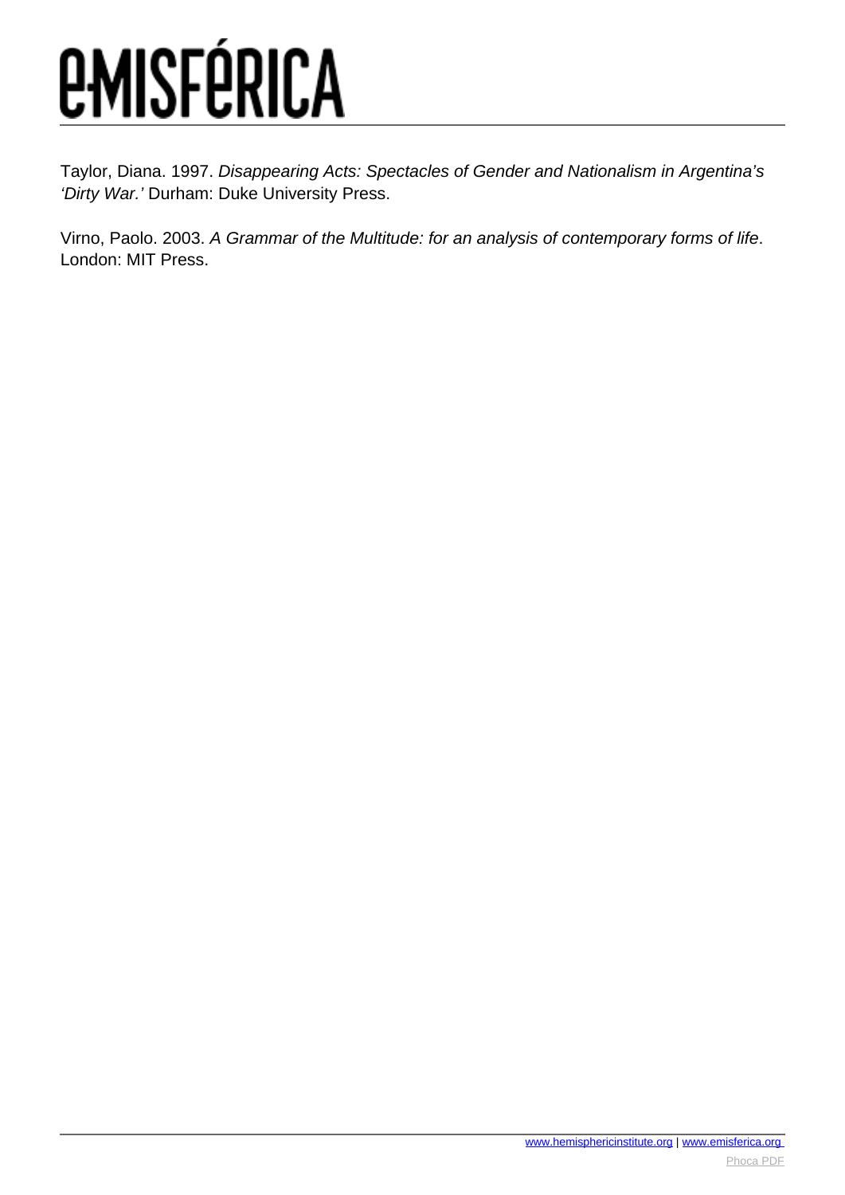Taylor, Diana. 1997. *Disappearing Acts: Spectacles of Gender and Nationalism in Argentina's 'Dirty War.'* Durham: Duke University Press.

Virno, Paolo. 2003. *A Grammar of the Multitude: for an analysis of contemporary forms of life*. London: MIT Press.